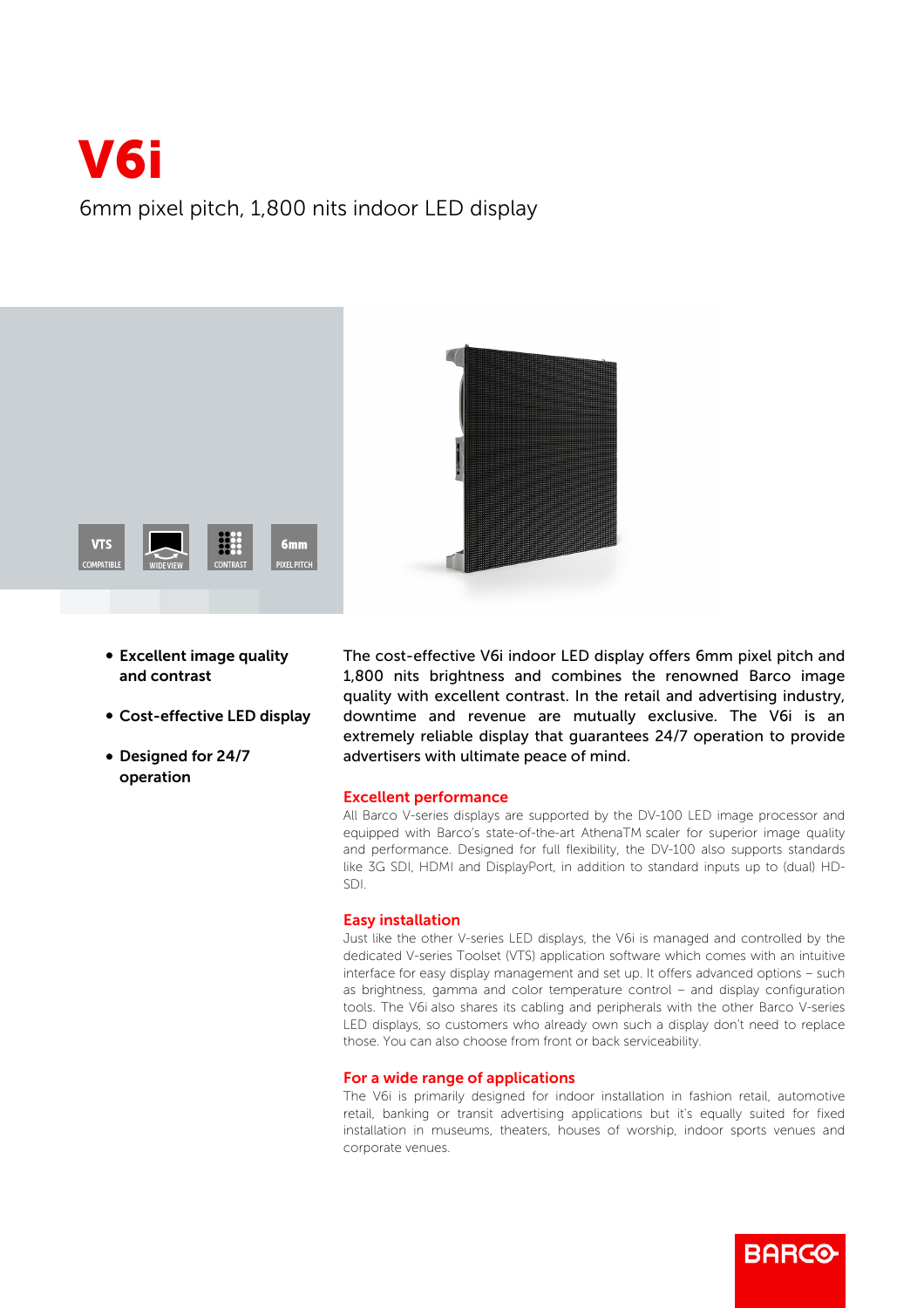# V6i

6mm pixel pitch, 1,800 nits indoor LED display

- **Excellent image quality and contrast**
- **Cost-effective LED display**
- **Designed for 24/7 operation**

The cost-effective V6i indoor LED display offers 6mm pixel pitch and 1,800 nits brightness and combines the renowned Barco image quality with excellent contrast. In the retail and advertising industry, downtime and revenue are mutually exclusive. The V6i is an extremely reliable display that guarantees 24/7 operation to provide advertisers with ultimate peace of mind.

## Excellent performance

All Barco V-series displays are supported by the DV-100 LED image processor and equipped with Barco's state-of-the-art AthenaTM scaler for superior image quality and performance. Designed for full flexibility, the DV-100 also supports standards like 3G SDI, HDMI and DisplayPort, in addition to standard inputs up to (dual) HD-SDI.

## Easy installation

Just like the other V-series LED displays, the V6i is managed and controlled by the dedicated V-series Toolset (VTS) application software which comes with an intuitive interface for easy display management and set up. It offers advanced options – such as brightness, gamma and color temperature control – and display configuration tools. The V6i also shares its cabling and peripherals with the other Barco V-series LED displays, so customers who already own such a display don't need to replace those. You can also choose from front or back serviceability.

## For a wide range of applications

The V6i is primarily designed for indoor installation in fashion retail, automotive retail, banking or transit advertising applications but it's equally suited for fixed installation in museums, theaters, houses of worship, indoor sports venues and corporate venues.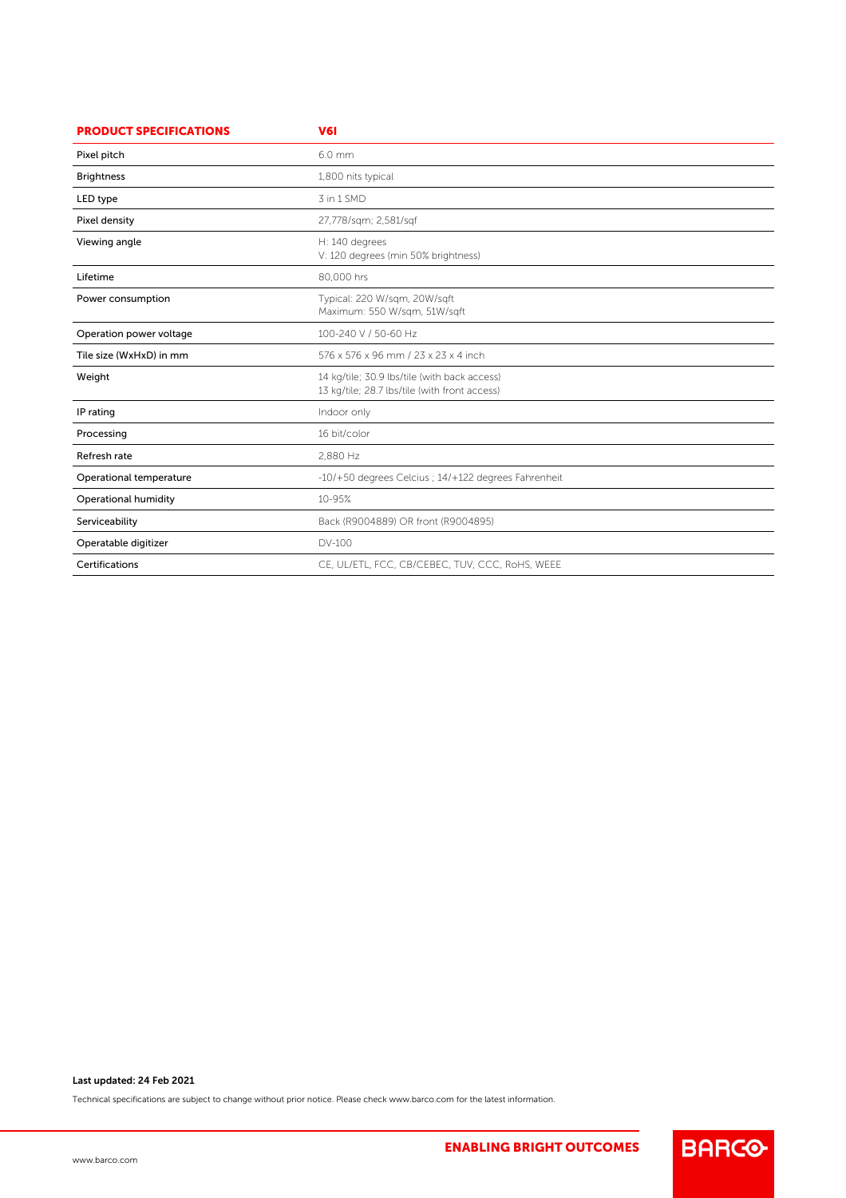| PRODUCT SPECIFICATIONS | V6I |
|---|---|
| Pixel pitch | 6.0 mm |
| Brightness | 1,800 nits typical |
| LED type | 3 in 1 SMD |
| Pixel density | 27,778/sqm; 2,581/sqf |
| Viewing angle | H: 140 degrees<br>V: 120 degrees (min 50% brightness) |
| Lifetime | 80,000 hrs |
| Power consumption | Typical: 220 W/sqm, 20W/sqft<br>Maximum: 550 W/sqm, 51W/sqft |
| Operation power voltage | 100-240 V / 50-60 Hz |
| Tile size (WxHxD) in mm | 576 x 576 x 96 mm / 23 x 23 x 4 inch |
| Weight | 14 kg/tile; 30.9 lbs/tile (with back access)<br>13 kg/tile; 28.7 lbs/tile (with front access) |
| IP rating | Indoor only |
| Processing | 16 bit/color |
| Refresh rate | 2,880 Hz |
| Operational temperature | -10/+50 degrees Celcius ; 14/+122 degrees Fahrenheit |
| Operational humidity | 10-95% |
| Serviceability | Back (R9004889) OR front (R9004895) |
| Operatable digitizer | DV-100 |
| Certifications | CE, UL/ETL, FCC, CB/CEBEC, TUV, CCC, RoHS, WEEE |

**Last updated: 24 Feb 2021**

Technical specifications are subject to change without prior notice. Please check www.barco.com for the latest information.

**ENABLING BRIGHT OUTCOMES**